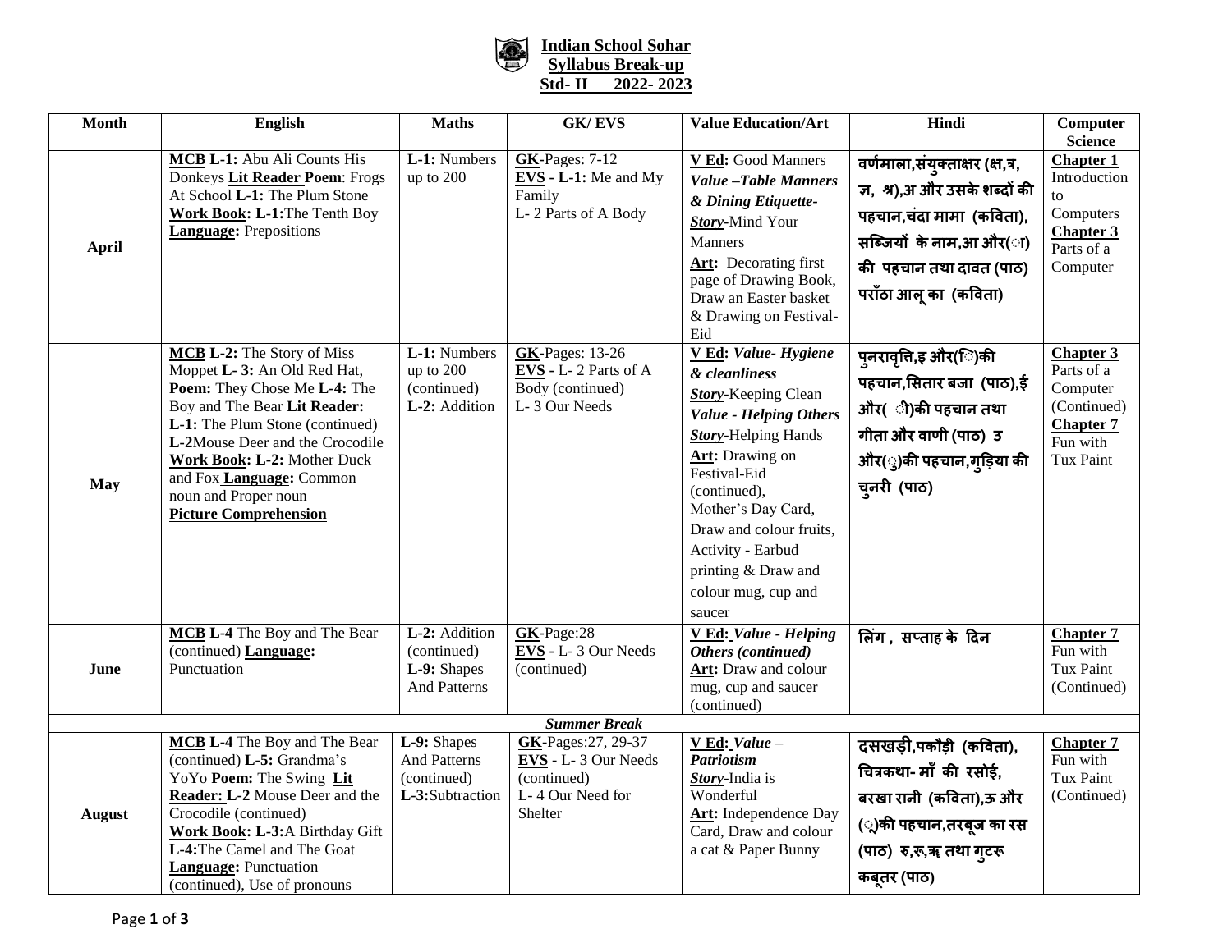# Indian School Sohar
## Syllabus Break-up
## Std- II 2022- 2023

| Month | English | Maths | GK/ EVS | Value Education/Art | Hindi | Computer Science |
|---|---|---|---|---|---|---|
| **April** | **MCB L-1:** Abu Ali Counts His Donkeys **Lit Reader Poem**: Frogs At School **L-1:** The Plum Stone **Work Book: L-1:**The Tenth Boy **Language:** Prepositions | **L-1:** Numbers up to 200 | **GK**-Pages: 7-12 **EVS - L-1:** Me and My Family L- 2 Parts of A Body | **V Ed:** Good Manners ***Value –Table Manners & Dining Etiquette-*** ***Story***-Mind Your Manners **Art:** Decorating first page of Drawing Book, Draw an Easter basket & Drawing on Festival-Eid | **वर्णमाला,संयुक्ताक्षर (क्ष,त्र, ज्ञ, श्र),अ और उसके शब्दों की पहचान,चंदा मामा (कविता), सब्जियों के नाम,आ और(ा) की पहचान तथा दावत (पाठ) पराँठा आलू का (कविता)** | **Chapter 1** Introduction to Computers **Chapter 3** Parts of a Computer |
| **May** | **MCB L-2:** The Story of Miss Moppet **L- 3:** An Old Red Hat, **Poem:** They Chose Me **L-4:** The Boy and The Bear **Lit Reader:** **L-1:** The Plum Stone (continued) **L-2**Mouse Deer and the Crocodile **Work Book: L-2:** Mother Duck and Fox **Language:** Common noun and Proper noun **Picture Comprehension** | **L-1:** Numbers up to 200 (continued) **L-2:** Addition | **GK**-Pages: 13-26 **EVS** - L- 2 Parts of A Body (continued) L- 3 Our Needs | **V Ed:** ***Value- Hygiene & cleanliness*** ***Story***-Keeping Clean ***Value - Helping Others*** ***Story***-Helping Hands **Art:** Drawing on Festival-Eid (continued), Mother's Day Card, Draw and colour fruits, Activity - Earbud printing & Draw and colour mug, cup and saucer | **पुनरावृत्ति,इ और(ि)की पहचान,सितार बजा (पाठ),ई और( ी)की पहचान तथा गीता और वाणी (पाठ) उ और(ु)की पहचान,गुड़िया की चुनरी (पाठ)** | **Chapter 3** Parts of a Computer (Continued) **Chapter 7** Fun with Tux Paint |
| **June** | **MCB L-4** The Boy and The Bear (continued) **Language:** Punctuation | **L-2:** Addition (continued) **L-9:** Shapes And Patterns | **GK**-Page:28 **EVS** - L- 3 Our Needs (continued) | **V Ed:** ***Value - Helping Others (continued)*** **Art:** Draw and colour mug, cup and saucer (continued) | **लिंग , सप्ताह के दिन** | **Chapter 7** Fun with Tux Paint (Continued) |
| ***Summer Break*** | | | | | | |
| **August** | **MCB L-4** The Boy and The Bear (continued) **L-5:** Grandma's YoYo **Poem:** The Swing **Lit Reader: L-2** Mouse Deer and the Crocodile (continued) **Work Book: L-3:**A Birthday Gift **L-4:**The Camel and The Goat **Language:** Punctuation (continued), Use of pronouns | **L-9:** Shapes And Patterns (continued) **L-3:**Subtraction | **GK**-Pages:27, 29-37 **EVS** - L- 3 Our Needs (continued) L- 4 Our Need for Shelter | **V Ed:** ***Value – Patriotism*** ***Story***-India is Wonderful **Art:** Independence Day Card, Draw and colour a cat & Paper Bunny | **दसखड़ी,पकौड़ी (कविता), चित्रकथा- माँ की रसोई, बरखा रानी (कविता),ऊ और (ू)की पहचान,तरबूज का रस (पाठ) रु,रू,ऋ तथा गुटरू कबूतर (पाठ)** | **Chapter 7** Fun with Tux Paint (Continued) |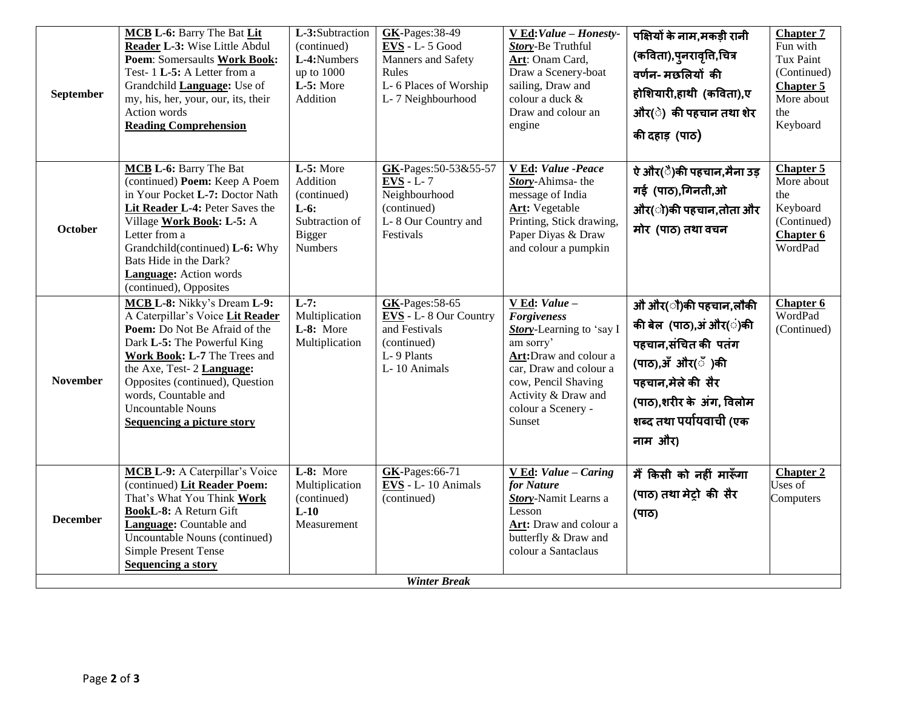| September | **MCB** **L-6:** Barry The Bat **Lit Reader** **L-3:** Wise Little Abdul **Poem**: Somersaults **Work Book:** Test- 1 **L-5:** A Letter from a Grandchild **Language:** Use of my, his, her, your, our, its, their Action words **Reading Comprehension** | **L-3:**Subtraction (continued) **L-4:**Numbers up to 1000 **L-5:** More Addition | **GK**-Pages:38-49 **EVS** - L- 5 Good Manners and Safety Rules L- 6 Places of Worship L- 7 Neighbourhood | **V Ed:** ***Value – Honesty-*** ***Story***-Be Truthful **Art**: Onam Card, Draw a Scenery-boat sailing, Draw and colour a duck & Draw and colour an engine | **पक्षियों के नाम,मकड़ी रानी (कविता),पुनरावृत्ति,चित्र वर्णन- मछलियों की होशियारी,हाथी (कविता),ए और(े) की पहचान तथा शेर की दहाड़ (पाठ)** | **Chapter 7** Fun with Tux Paint (Continued) **Chapter 5** More about the Keyboard |
|---|---|---|---|---|---|---|
| October | **MCB** **L-6:** Barry The Bat (continued) **Poem:** Keep A Poem in Your Pocket **L-7:** Doctor Nath **Lit Reader** **L-4:** Peter Saves the Village **Work Book:** **L-5:** A Letter from a Grandchild(continued) **L-6:** Why Bats Hide in the Dark? **Language:** Action words (continued), Opposites | **L-5:** More Addition (continued) **L-6:** Subtraction of Bigger Numbers | **GK**-Pages:50-53&55-57 **EVS** - L- 7 Neighbourhood (continued) L- 8 Our Country and Festivals | **V Ed:** ***Value -Peace*** ***Story***-Ahimsa- the message of India **Art:** Vegetable Printing, Stick drawing, Paper Diyas & Draw and colour a pumpkin | **ऐ और(ै)की पहचान,मैना उड़ गई (पाठ),गिनती,ओ और(ो)की पहचान,तोता और मोर (पाठ) तथा वचन** | **Chapter 5** More about the Keyboard (Continued) **Chapter 6** WordPad |
| November | **MCB** **L-8:** Nikky's Dream **L-9:** A Caterpillar's Voice **Lit Reader** **Poem:** Do Not Be Afraid of the Dark **L-5:** The Powerful King **Work Book:** **L-7** The Trees and the Axe, Test- 2 **Language:** Opposites (continued), Question words, Countable and Uncountable Nouns **Sequencing a picture story** | **L-7:** Multiplication **L-8:** More Multiplication | **GK**-Pages:58-65 **EVS** - L- 8 Our Country and Festivals (continued) L- 9 Plants L- 10 Animals | **V Ed:** ***Value – Forgiveness*** ***Story***-Learning to 'say I am sorry' **Art:**Draw and colour a car, Draw and colour a cow, Pencil Shaving Activity & Draw and colour a Scenery - Sunset | **औ और(ौ)की पहचान,लौकी की बेल (पाठ),अं और(ं)की पहचान,संचित की पतंग (पाठ),अँ और(ँ )की पहचान,मेले की सैर (पाठ),शरीर के अंग, विलोम शब्द तथा पर्यायवाची (एक नाम और)** | **Chapter 6** WordPad (Continued) |
| December | **MCB** **L-9:** A Caterpillar's Voice (continued) **Lit Reader** **Poem:** That's What You Think **Work Book** **L-8:** A Return Gift **Language:** Countable and Uncountable Nouns (continued) Simple Present Tense **Sequencing a story** | **L-8:** More Multiplication (continued) **L-10** Measurement | **GK**-Pages:66-71 **EVS** - L- 10 Animals (continued) | **V Ed:** ***Value – Caring for Nature*** ***Story***-Namit Learns a Lesson **Art:** Draw and colour a butterfly & Draw and colour a Santaclaus | **मैं किसी को नहीं मारूँगा (पाठ) तथा मेट्रो की सैर (पाठ)** | **Chapter 2** Uses of Computers |
| | | | ***Winter Break*** | | | |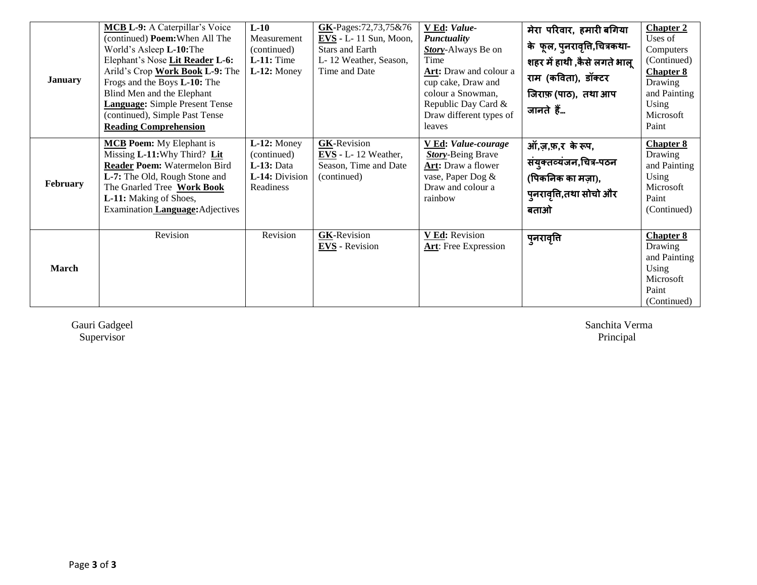| | | | | | | |
|---|---|---|---|---|---|---|
| **January** | **MCB L-9:** A Caterpillar's Voice (continued) **Poem:** When All The World's Asleep **L-10:** The Elephant's Nose **Lit Reader L-6:** Arild's Crop **Work Book L-9:** The Frogs and the Boys **L-10:** The Blind Men and the Elephant **Language:** Simple Present Tense (continued), Simple Past Tense **Reading Comprehension** | **L-10** Measurement (continued) **L-11:** Time **L-12:** Money | **GK**-Pages:72,73,75&76 **EVS** - L- 11 Sun, Moon, Stars and Earth L- 12 Weather, Season, Time and Date | **V Ed:** ***Value-Punctuality*** ***Story***-Always Be on Time **Art:** Draw and colour a cup cake, Draw and colour a Snowman, Republic Day Card & Draw different types of leaves | **मेरा परिवार, हमारी बगिया के फूल, पुनरावृत्ति,चित्रकथा- शहर में हाथी ,कैसे लगते भालू राम (कविता), डॉक्टर जिराफ़ (पाठ), तथा आप जानते हैं…** | **Chapter 2** Uses of Computers (Continued) **Chapter 8** Drawing and Painting Using Microsoft Paint |
| **February** | **MCB Poem:** My Elephant is Missing **L-11:** Why Third? **Lit Reader Poem:** Watermelon Bird **L-7:** The Old, Rough Stone and The Gnarled Tree **Work Book L-11:** Making of Shoes, Examination **Language:** Adjectives | **L-12:** Money (continued) **L-13:** Data **L-14:** Division Readiness | **GK**-Revision **EVS** - L- 12 Weather, Season, Time and Date (continued) | **V Ed:** ***Value-courage*** ***Story***-Being Brave **Art:** Draw a flower vase, Paper Dog & Draw and colour a rainbow | **ऑ,ज़,फ़,र के रूप, संयुक्तव्यंजन,चित्र-पठन (पिकनिक का मज़ा), पुनरावृत्ति,तथा सोचो और बताओ** | **Chapter 8** Drawing and Painting Using Microsoft Paint (Continued) |
| **March** | Revision | Revision | **GK**-Revision **EVS** - Revision | **V Ed:** Revision **Art**: Free Expression | **पुनरावृत्ति** | **Chapter 8** Drawing and Painting Using Microsoft Paint (Continued) |

Gauri Gadgeel
Supervisor

Sanchita Verma
Principal